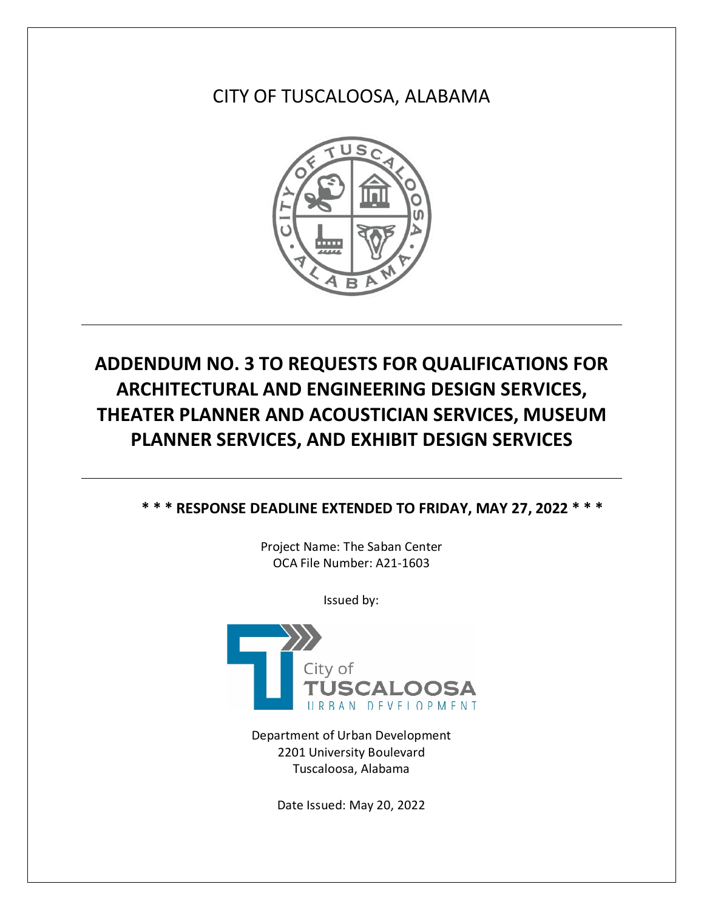CITY OF TUSCALOOSA, ALABAMA

# ADDENDUM NO. 3 TO REQUESTS FOR QUALIFICATIONS FOR ARCHITECTURAL AND ENGINEERING DESIGN SERVICES, THEATER PLANNER AND ACOUSTICIAN SERVICES, MUSEUM PLANNER SERVICES, AND EXHIBIT DESIGN SERVICES

**\* \* \* RESPONSE DEADLINE EXTENDED TO FRIDAY, MAY 27, 2022 \* \* \***

Project Name: The Saban Center
OCA File Number: A21-1603

Issued by:

City of
TUSCALOOSA
URBAN DEVELOPMENT

Department of Urban Development
2201 University Boulevard
Tuscaloosa, Alabama

Date Issued: May 20, 2022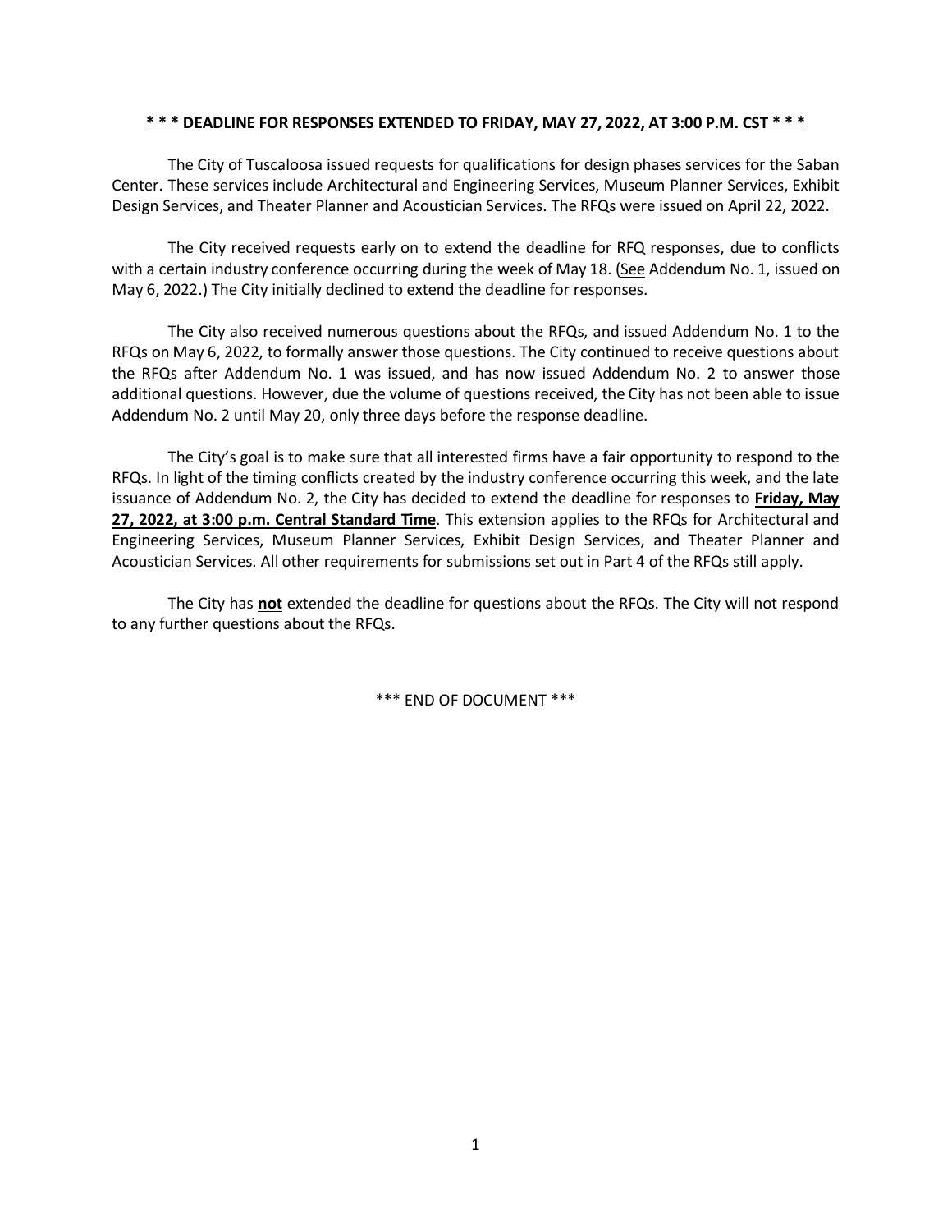**\* \* \* DEADLINE FOR RESPONSES EXTENDED TO FRIDAY, MAY 27, 2022, AT 3:00 P.M. CST \* \* \***

The City of Tuscaloosa issued requests for qualifications for design phases services for the Saban Center. These services include Architectural and Engineering Services, Museum Planner Services, Exhibit Design Services, and Theater Planner and Acoustician Services. The RFQs were issued on April 22, 2022.

The City received requests early on to extend the deadline for RFQ responses, due to conflicts with a certain industry conference occurring during the week of May 18. (See Addendum No. 1, issued on May 6, 2022.) The City initially declined to extend the deadline for responses.

The City also received numerous questions about the RFQs, and issued Addendum No. 1 to the RFQs on May 6, 2022, to formally answer those questions. The City continued to receive questions about the RFQs after Addendum No. 1 was issued, and has now issued Addendum No. 2 to answer those additional questions. However, due the volume of questions received, the City has not been able to issue Addendum No. 2 until May 20, only three days before the response deadline.

The City's goal is to make sure that all interested firms have a fair opportunity to respond to the RFQs. In light of the timing conflicts created by the industry conference occurring this week, and the late issuance of Addendum No. 2, the City has decided to extend the deadline for responses to **Friday, May 27, 2022, at 3:00 p.m. Central Standard Time**. This extension applies to the RFQs for Architectural and Engineering Services, Museum Planner Services, Exhibit Design Services, and Theater Planner and Acoustician Services. All other requirements for submissions set out in Part 4 of the RFQs still apply.

The City has **not** extended the deadline for questions about the RFQs. The City will not respond to any further questions about the RFQs.

\*\*\* END OF DOCUMENT \*\*\*